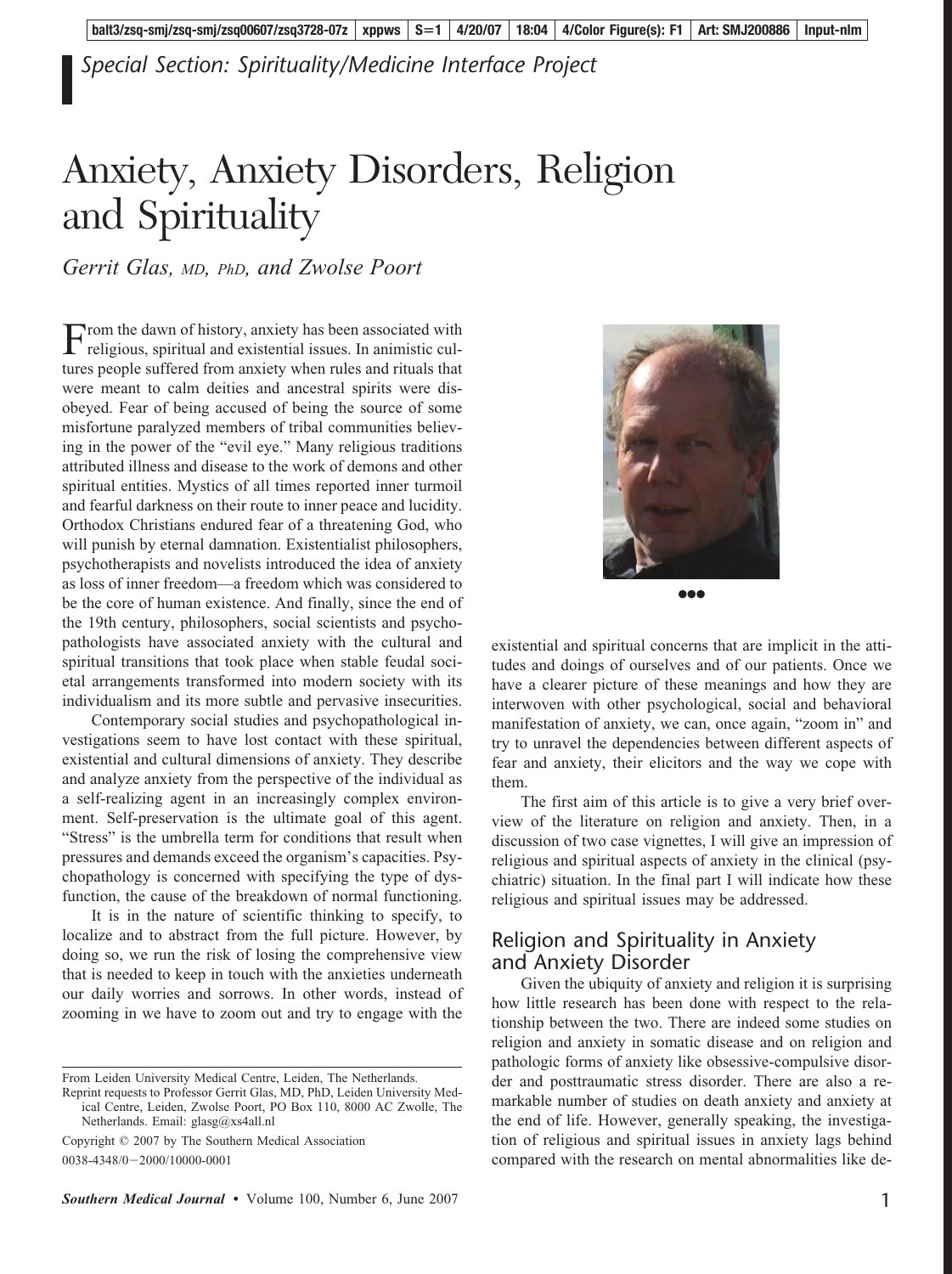*Special Section: Spirituality/Medicine Interface Project*

# Anxiety, Anxiety Disorders, Religion and Spirituality

*Gerrit Glas, MD, PhD, and Zwolse Poort*

From the dawn of history, anxiety has been associated with religious, spiritual and existential issues. In animistic cultures people suffered from anxiety when rules and rituals that were meant to calm deities and ancestral spirits were disobeyed. Fear of being accused of being the source of some misfortune paralyzed members of tribal communities believing in the power of the "evil eye." Many religious traditions attributed illness and disease to the work of demons and other spiritual entities. Mystics of all times reported inner turmoil and fearful darkness on their route to inner peace and lucidity. Orthodox Christians endured fear of a threatening God, who will punish by eternal damnation. Existentialist philosophers, psychotherapists and novelists introduced the idea of anxiety as loss of inner freedom—a freedom which was considered to be the core of human existence. And finally, since the end of the 19th century, philosophers, social scientists and psychopathologists have associated anxiety with the cultural and spiritual transitions that took place when stable feudal societal arrangements transformed into modern society with its individualism and its more subtle and pervasive insecurities.

Contemporary social studies and psychopathological investigations seem to have lost contact with these spiritual, existential and cultural dimensions of anxiety. They describe and analyze anxiety from the perspective of the individual as a self-realizing agent in an increasingly complex environment. Self-preservation is the ultimate goal of this agent. "Stress" is the umbrella term for conditions that result when pressures and demands exceed the organism's capacities. Psychopathology is concerned with specifying the type of dysfunction, the cause of the breakdown of normal functioning.

It is in the nature of scientific thinking to specify, to localize and to abstract from the full picture. However, by doing so, we run the risk of losing the comprehensive view that is needed to keep in touch with the anxieties underneath our daily worries and sorrows. In other words, instead of zooming in we have to zoom out and try to engage with the existential and spiritual concerns that are implicit in the attitudes and doings of ourselves and of our patients. Once we have a clearer picture of these meanings and how they are interwoven with other psychological, social and behavioral manifestation of anxiety, we can, once again, "zoom in" and try to unravel the dependencies between different aspects of fear and anxiety, their elicitors and the way we cope with them.

The first aim of this article is to give a very brief overview of the literature on religion and anxiety. Then, in a discussion of two case vignettes, I will give an impression of religious and spiritual aspects of anxiety in the clinical (psychiatric) situation. In the final part I will indicate how these religious and spiritual issues may be addressed.

## Religion and Spirituality in Anxiety and Anxiety Disorder

Given the ubiquity of anxiety and religion it is surprising how little research has been done with respect to the relationship between the two. There are indeed some studies on religion and anxiety in somatic disease and on religion and pathologic forms of anxiety like obsessive-compulsive disorder and posttraumatic stress disorder. There are also a remarkable number of studies on death anxiety and anxiety at the end of life. However, generally speaking, the investigation of religious and spiritual issues in anxiety lags behind compared with the research on mental abnormalities like de-

---

From Leiden University Medical Centre, Leiden, The Netherlands.

Reprint requests to Professor Gerrit Glas, MD, PhD, Leiden University Medical Centre, Leiden, Zwolse Poort, PO Box 110, 8000 AC Zwolle, The Netherlands. Email: glasg@xs4all.nl

Copyright © 2007 by The Southern Medical Association

0038-4348/0–2000/10000-0001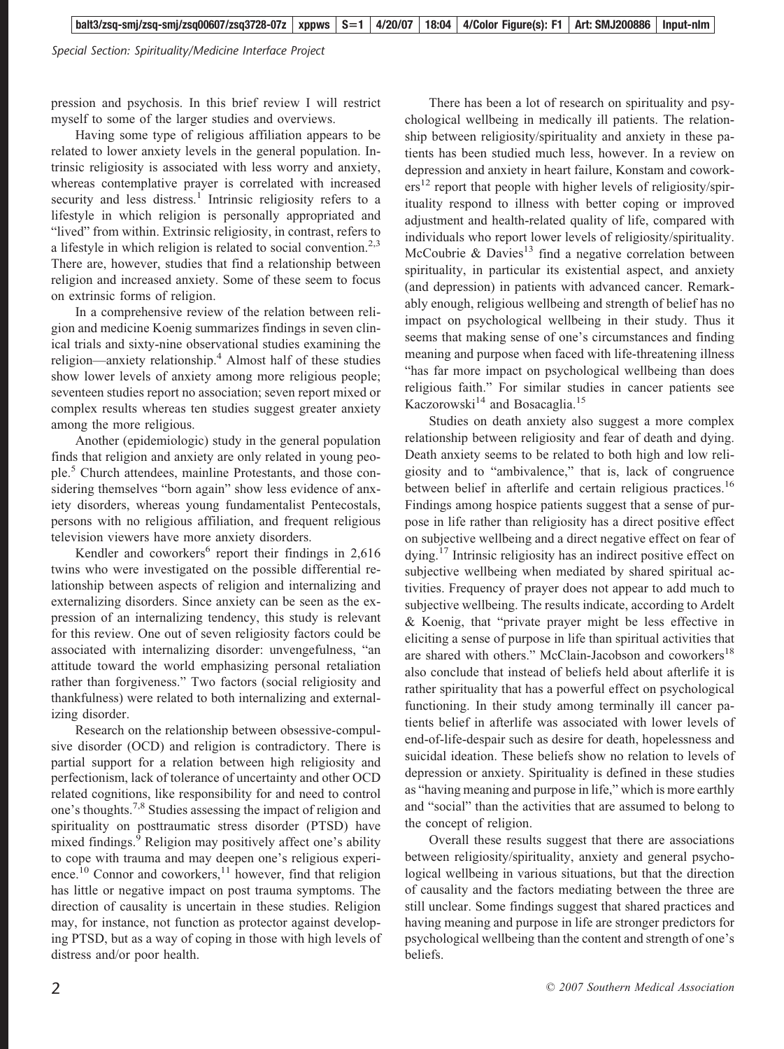pression and psychosis. In this brief review I will restrict myself to some of the larger studies and overviews.

Having some type of religious affiliation appears to be related to lower anxiety levels in the general population. Intrinsic religiosity is associated with less worry and anxiety, whereas contemplative prayer is correlated with increased security and less distress.[1] Intrinsic religiosity refers to a lifestyle in which religion is personally appropriated and "lived" from within. Extrinsic religiosity, in contrast, refers to a lifestyle in which religion is related to social convention.[2,3] There are, however, studies that find a relationship between religion and increased anxiety. Some of these seem to focus on extrinsic forms of religion.

In a comprehensive review of the relation between religion and medicine Koenig summarizes findings in seven clinical trials and sixty-nine observational studies examining the religion—anxiety relationship.[4] Almost half of these studies show lower levels of anxiety among more religious people; seventeen studies report no association; seven report mixed or complex results whereas ten studies suggest greater anxiety among the more religious.

Another (epidemiologic) study in the general population finds that religion and anxiety are only related in young people.[5] Church attendees, mainline Protestants, and those considering themselves "born again" show less evidence of anxiety disorders, whereas young fundamentalist Pentecostals, persons with no religious affiliation, and frequent religious television viewers have more anxiety disorders.

Kendler and coworkers[6] report their findings in 2,616 twins who were investigated on the possible differential relationship between aspects of religion and internalizing and externalizing disorders. Since anxiety can be seen as the expression of an internalizing tendency, this study is relevant for this review. One out of seven religiosity factors could be associated with internalizing disorder: unvengefulness, "an attitude toward the world emphasizing personal retaliation rather than forgiveness." Two factors (social religiosity and thankfulness) were related to both internalizing and externalizing disorder.

Research on the relationship between obsessive-compulsive disorder (OCD) and religion is contradictory. There is partial support for a relation between high religiosity and perfectionism, lack of tolerance of uncertainty and other OCD related cognitions, like responsibility for and need to control one's thoughts.[7,8] Studies assessing the impact of religion and spirituality on posttraumatic stress disorder (PTSD) have mixed findings.[9] Religion may positively affect one's ability to cope with trauma and may deepen one's religious experience.[10] Connor and coworkers,[11] however, find that religion has little or negative impact on post trauma symptoms. The direction of causality is uncertain in these studies. Religion may, for instance, not function as protector against developing PTSD, but as a way of coping in those with high levels of distress and/or poor health.

There has been a lot of research on spirituality and psychological wellbeing in medically ill patients. The relationship between religiosity/spirituality and anxiety in these patients has been studied much less, however. In a review on depression and anxiety in heart failure, Konstam and coworkers[12] report that people with higher levels of religiosity/spirituality respond to illness with better coping or improved adjustment and health-related quality of life, compared with individuals who report lower levels of religiosity/spirituality. McCoubrie & Davies[13] find a negative correlation between spirituality, in particular its existential aspect, and anxiety (and depression) in patients with advanced cancer. Remarkably enough, religious wellbeing and strength of belief has no impact on psychological wellbeing in their study. Thus it seems that making sense of one's circumstances and finding meaning and purpose when faced with life-threatening illness "has far more impact on psychological wellbeing than does religious faith." For similar studies in cancer patients see Kaczorowski[14] and Bosacaglia.[15]

Studies on death anxiety also suggest a more complex relationship between religiosity and fear of death and dying. Death anxiety seems to be related to both high and low religiosity and to "ambivalence," that is, lack of congruence between belief in afterlife and certain religious practices.[16] Findings among hospice patients suggest that a sense of purpose in life rather than religiosity has a direct positive effect on subjective wellbeing and a direct negative effect on fear of dying.[17] Intrinsic religiosity has an indirect positive effect on subjective wellbeing when mediated by shared spiritual activities. Frequency of prayer does not appear to add much to subjective wellbeing. The results indicate, according to Ardelt & Koenig, that "private prayer might be less effective in eliciting a sense of purpose in life than spiritual activities that are shared with others." McClain-Jacobson and coworkers[18] also conclude that instead of beliefs held about afterlife it is rather spirituality that has a powerful effect on psychological functioning. In their study among terminally ill cancer patients belief in afterlife was associated with lower levels of end-of-life-despair such as desire for death, hopelessness and suicidal ideation. These beliefs show no relation to levels of depression or anxiety. Spirituality is defined in these studies as "having meaning and purpose in life," which is more earthly and "social" than the activities that are assumed to belong to the concept of religion.

Overall these results suggest that there are associations between religiosity/spirituality, anxiety and general psychological wellbeing in various situations, but that the direction of causality and the factors mediating between the three are still unclear. Some findings suggest that shared practices and having meaning and purpose in life are stronger predictors for psychological wellbeing than the content and strength of one's beliefs.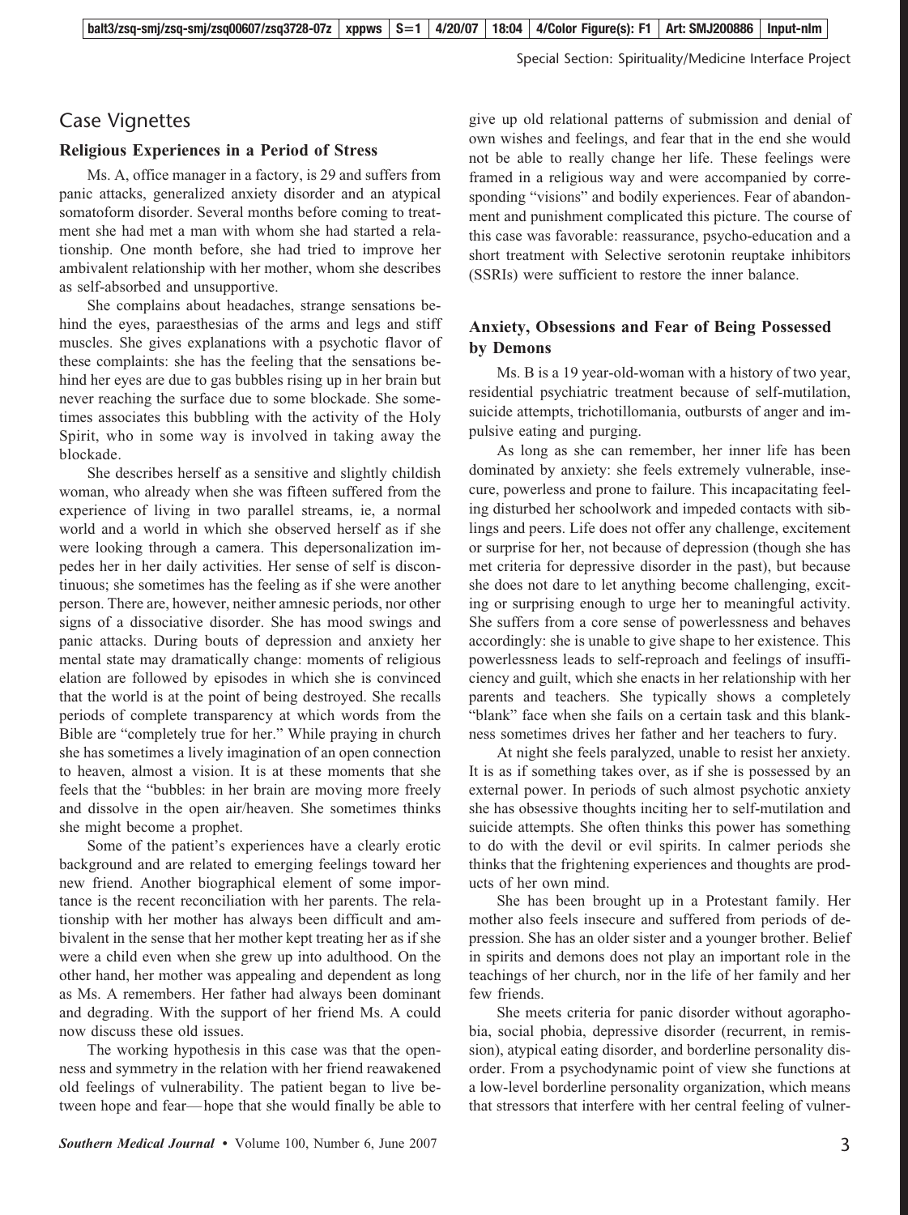## Case Vignettes

### Religious Experiences in a Period of Stress

Ms. A, office manager in a factory, is 29 and suffers from panic attacks, generalized anxiety disorder and an atypical somatoform disorder. Several months before coming to treatment she had met a man with whom she had started a relationship. One month before, she had tried to improve her ambivalent relationship with her mother, whom she describes as self-absorbed and unsupportive.

She complains about headaches, strange sensations behind the eyes, paraesthesias of the arms and legs and stiff muscles. She gives explanations with a psychotic flavor of these complaints: she has the feeling that the sensations behind her eyes are due to gas bubbles rising up in her brain but never reaching the surface due to some blockade. She sometimes associates this bubbling with the activity of the Holy Spirit, who in some way is involved in taking away the blockade.

She describes herself as a sensitive and slightly childish woman, who already when she was fifteen suffered from the experience of living in two parallel streams, ie, a normal world and a world in which she observed herself as if she were looking through a camera. This depersonalization impedes her in her daily activities. Her sense of self is discontinuous; she sometimes has the feeling as if she were another person. There are, however, neither amnesic periods, nor other signs of a dissociative disorder. She has mood swings and panic attacks. During bouts of depression and anxiety her mental state may dramatically change: moments of religious elation are followed by episodes in which she is convinced that the world is at the point of being destroyed. She recalls periods of complete transparency at which words from the Bible are "completely true for her." While praying in church she has sometimes a lively imagination of an open connection to heaven, almost a vision. It is at these moments that she feels that the "bubbles: in her brain are moving more freely and dissolve in the open air/heaven. She sometimes thinks she might become a prophet.

Some of the patient's experiences have a clearly erotic background and are related to emerging feelings toward her new friend. Another biographical element of some importance is the recent reconciliation with her parents. The relationship with her mother has always been difficult and ambivalent in the sense that her mother kept treating her as if she were a child even when she grew up into adulthood. On the other hand, her mother was appealing and dependent as long as Ms. A remembers. Her father had always been dominant and degrading. With the support of her friend Ms. A could now discuss these old issues.

The working hypothesis in this case was that the openness and symmetry in the relation with her friend reawakened old feelings of vulnerability. The patient began to live between hope and fear— hope that she would finally be able to give up old relational patterns of submission and denial of own wishes and feelings, and fear that in the end she would not be able to really change her life. These feelings were framed in a religious way and were accompanied by corresponding "visions" and bodily experiences. Fear of abandonment and punishment complicated this picture. The course of this case was favorable: reassurance, psycho-education and a short treatment with Selective serotonin reuptake inhibitors (SSRIs) were sufficient to restore the inner balance.

### Anxiety, Obsessions and Fear of Being Possessed by Demons

Ms. B is a 19 year-old-woman with a history of two year, residential psychiatric treatment because of self-mutilation, suicide attempts, trichotillomania, outbursts of anger and impulsive eating and purging.

As long as she can remember, her inner life has been dominated by anxiety: she feels extremely vulnerable, insecure, powerless and prone to failure. This incapacitating feeling disturbed her schoolwork and impeded contacts with siblings and peers. Life does not offer any challenge, excitement or surprise for her, not because of depression (though she has met criteria for depressive disorder in the past), but because she does not dare to let anything become challenging, exciting or surprising enough to urge her to meaningful activity. She suffers from a core sense of powerlessness and behaves accordingly: she is unable to give shape to her existence. This powerlessness leads to self-reproach and feelings of insufficiency and guilt, which she enacts in her relationship with her parents and teachers. She typically shows a completely "blank" face when she fails on a certain task and this blankness sometimes drives her father and her teachers to fury.

At night she feels paralyzed, unable to resist her anxiety. It is as if something takes over, as if she is possessed by an external power. In periods of such almost psychotic anxiety she has obsessive thoughts inciting her to self-mutilation and suicide attempts. She often thinks this power has something to do with the devil or evil spirits. In calmer periods she thinks that the frightening experiences and thoughts are products of her own mind.

She has been brought up in a Protestant family. Her mother also feels insecure and suffered from periods of depression. She has an older sister and a younger brother. Belief in spirits and demons does not play an important role in the teachings of her church, nor in the life of her family and her few friends.

She meets criteria for panic disorder without agoraphobia, social phobia, depressive disorder (recurrent, in remission), atypical eating disorder, and borderline personality disorder. From a psychodynamic point of view she functions at a low-level borderline personality organization, which means that stressors that interfere with her central feeling of vulner-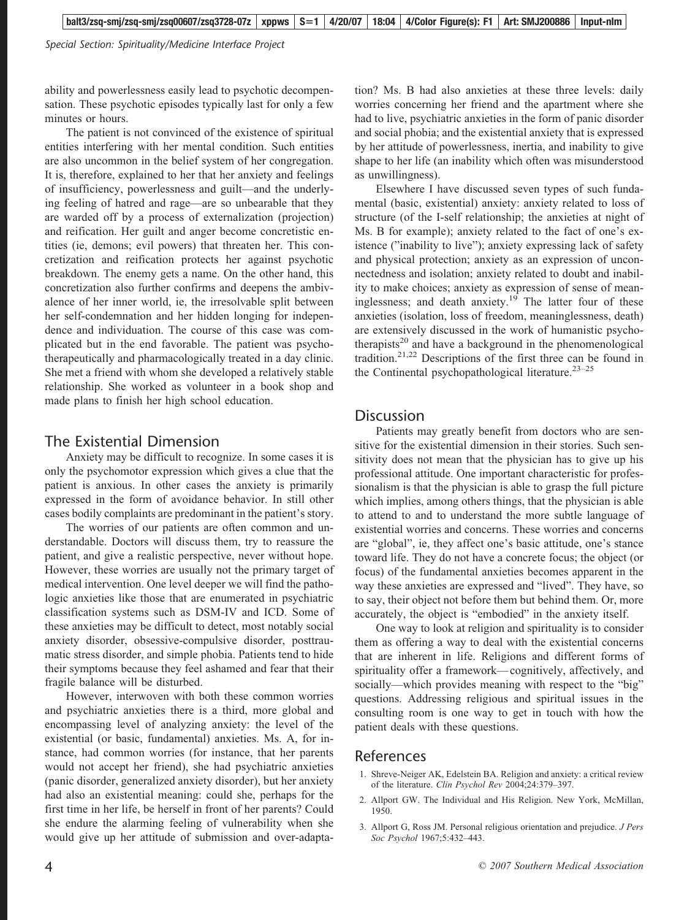ability and powerlessness easily lead to psychotic decompensation. These psychotic episodes typically last for only a few minutes or hours.

The patient is not convinced of the existence of spiritual entities interfering with her mental condition. Such entities are also uncommon in the belief system of her congregation. It is, therefore, explained to her that her anxiety and feelings of insufficiency, powerlessness and guilt—and the underlying feeling of hatred and rage—are so unbearable that they are warded off by a process of externalization (projection) and reification. Her guilt and anger become concretistic entities (ie, demons; evil powers) that threaten her. This concretization and reification protects her against psychotic breakdown. The enemy gets a name. On the other hand, this concretization also further confirms and deepens the ambivalence of her inner world, ie, the irresolvable split between her self-condemnation and her hidden longing for independence and individuation. The course of this case was complicated but in the end favorable. The patient was psychotherapeutically and pharmacologically treated in a day clinic. She met a friend with whom she developed a relatively stable relationship. She worked as volunteer in a book shop and made plans to finish her high school education.

## The Existential Dimension

Anxiety may be difficult to recognize. In some cases it is only the psychomotor expression which gives a clue that the patient is anxious. In other cases the anxiety is primarily expressed in the form of avoidance behavior. In still other cases bodily complaints are predominant in the patient's story.

The worries of our patients are often common and understandable. Doctors will discuss them, try to reassure the patient, and give a realistic perspective, never without hope. However, these worries are usually not the primary target of medical intervention. One level deeper we will find the pathologic anxieties like those that are enumerated in psychiatric classification systems such as DSM-IV and ICD. Some of these anxieties may be difficult to detect, most notably social anxiety disorder, obsessive-compulsive disorder, posttraumatic stress disorder, and simple phobia. Patients tend to hide their symptoms because they feel ashamed and fear that their fragile balance will be disturbed.

However, interwoven with both these common worries and psychiatric anxieties there is a third, more global and encompassing level of analyzing anxiety: the level of the existential (or basic, fundamental) anxieties. Ms. A, for instance, had common worries (for instance, that her parents would not accept her friend), she had psychiatric anxieties (panic disorder, generalized anxiety disorder), but her anxiety had also an existential meaning: could she, perhaps for the first time in her life, be herself in front of her parents? Could she endure the alarming feeling of vulnerability when she would give up her attitude of submission and over-adaptation? Ms. B had also anxieties at these three levels: daily worries concerning her friend and the apartment where she had to live, psychiatric anxieties in the form of panic disorder and social phobia; and the existential anxiety that is expressed by her attitude of powerlessness, inertia, and inability to give shape to her life (an inability which often was misunderstood as unwillingness).

Elsewhere I have discussed seven types of such fundamental (basic, existential) anxiety: anxiety related to loss of structure (of the I-self relationship; the anxieties at night of Ms. B for example); anxiety related to the fact of one's existence ("inability to live"); anxiety expressing lack of safety and physical protection; anxiety as an expression of unconnectedness and isolation; anxiety related to doubt and inability to make choices; anxiety as expression of sense of meaninglessness; and death anxiety.[19] The latter four of these anxieties (isolation, loss of freedom, meaninglessness, death) are extensively discussed in the work of humanistic psychotherapists[20] and have a background in the phenomenological tradition.[21,22] Descriptions of the first three can be found in the Continental psychopathological literature.[23–25]

## Discussion

Patients may greatly benefit from doctors who are sensitive for the existential dimension in their stories. Such sensitivity does not mean that the physician has to give up his professional attitude. One important characteristic for professionalism is that the physician is able to grasp the full picture which implies, among others things, that the physician is able to attend to and to understand the more subtle language of existential worries and concerns. These worries and concerns are "global", ie, they affect one's basic attitude, one's stance toward life. They do not have a concrete focus; the object (or focus) of the fundamental anxieties becomes apparent in the way these anxieties are expressed and "lived". They have, so to say, their object not before them but behind them. Or, more accurately, the object is "embodied" in the anxiety itself.

One way to look at religion and spirituality is to consider them as offering a way to deal with the existential concerns that are inherent in life. Religions and different forms of spirituality offer a framework—cognitively, affectively, and socially—which provides meaning with respect to the "big" questions. Addressing religious and spiritual issues in the consulting room is one way to get in touch with how the patient deals with these questions.

## References

1. Shreve-Neiger AK, Edelstein BA. Religion and anxiety: a critical review of the literature. *Clin Psychol Rev* 2004;24:379–397.
2. Allport GW. The Individual and His Religion. New York, McMillan, 1950.
3. Allport G, Ross JM. Personal religious orientation and prejudice. *J Pers Soc Psychol* 1967;5:432–443.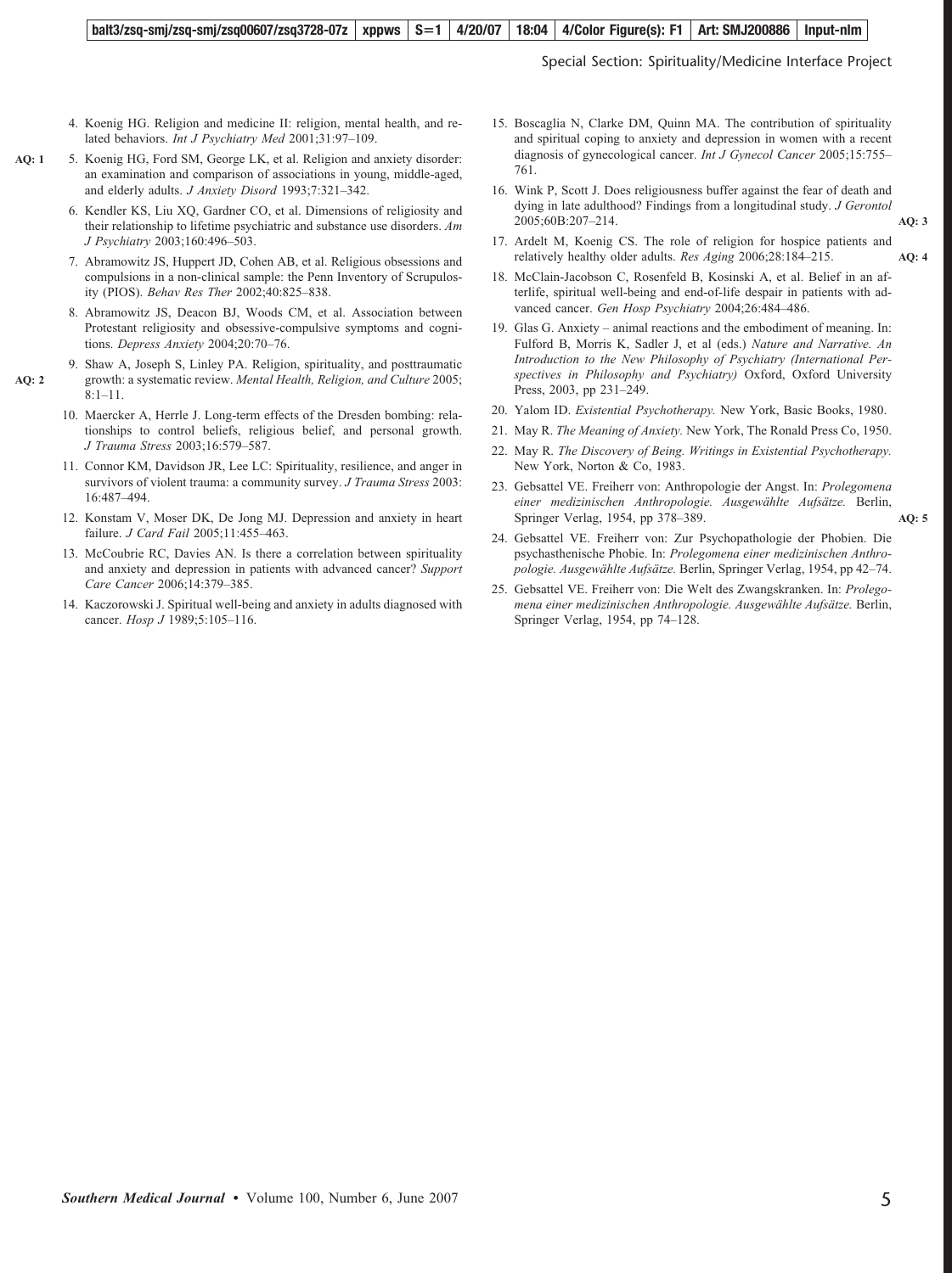4. Koenig HG. Religion and medicine II: religion, mental health, and related behaviors. *Int J Psychiatry Med* 2001;31:97–109.
5. Koenig HG, Ford SM, George LK, et al. Religion and anxiety disorder: an examination and comparison of associations in young, middle-aged, and elderly adults. *J Anxiety Disord* 1993;7:321–342.
6. Kendler KS, Liu XQ, Gardner CO, et al. Dimensions of religiosity and their relationship to lifetime psychiatric and substance use disorders. *Am J Psychiatry* 2003;160:496–503.
7. Abramowitz JS, Huppert JD, Cohen AB, et al. Religious obsessions and compulsions in a non-clinical sample: the Penn Inventory of Scrupulosity (PIOS). *Behav Res Ther* 2002;40:825–838.
8. Abramowitz JS, Deacon BJ, Woods CM, et al. Association between Protestant religiosity and obsessive-compulsive symptoms and cognitions. *Depress Anxiety* 2004;20:70–76.
9. Shaw A, Joseph S, Linley PA. Religion, spirituality, and posttraumatic growth: a systematic review. *Mental Health, Religion, and Culture* 2005; 8:1–11.
10. Maercker A, Herrle J. Long-term effects of the Dresden bombing: relationships to control beliefs, religious belief, and personal growth. *J Trauma Stress* 2003;16:579–587.
11. Connor KM, Davidson JR, Lee LC: Spirituality, resilience, and anger in survivors of violent trauma: a community survey. *J Trauma Stress* 2003: 16:487–494.
12. Konstam V, Moser DK, De Jong MJ. Depression and anxiety in heart failure. *J Card Fail* 2005;11:455–463.
13. McCoubrie RC, Davies AN. Is there a correlation between spirituality and anxiety and depression in patients with advanced cancer? *Support Care Cancer* 2006;14:379–385.
14. Kaczorowski J. Spiritual well-being and anxiety in adults diagnosed with cancer. *Hosp J* 1989;5:105–116.
15. Boscaglia N, Clarke DM, Quinn MA. The contribution of spirituality and spiritual coping to anxiety and depression in women with a recent diagnosis of gynecological cancer. *Int J Gynecol Cancer* 2005;15:755–761.
16. Wink P, Scott J. Does religiousness buffer against the fear of death and dying in late adulthood? Findings from a longitudinal study. *J Gerontol* 2005;60B:207–214.
17. Ardelt M, Koenig CS. The role of religion for hospice patients and relatively healthy older adults. *Res Aging* 2006;28:184–215.
18. McClain-Jacobson C, Rosenfeld B, Kosinski A, et al. Belief in an afterlife, spiritual well-being and end-of-life despair in patients with advanced cancer. *Gen Hosp Psychiatry* 2004;26:484–486.
19. Glas G. Anxiety – animal reactions and the embodiment of meaning. In: Fulford B, Morris K, Sadler J, et al (eds.) *Nature and Narrative. An Introduction to the New Philosophy of Psychiatry (International Perspectives in Philosophy and Psychiatry)* Oxford, Oxford University Press, 2003, pp 231–249.
20. Yalom ID. *Existential Psychotherapy.* New York, Basic Books, 1980.
21. May R. *The Meaning of Anxiety.* New York, The Ronald Press Co, 1950.
22. May R. *The Discovery of Being. Writings in Existential Psychotherapy.* New York, Norton & Co, 1983.
23. Gebsattel VE. Freiherr von: Anthropologie der Angst. In: *Prolegomena einer medizinischen Anthropologie. Ausgewählte Aufsätze.* Berlin, Springer Verlag, 1954, pp 378–389.
24. Gebsattel VE. Freiherr von: Zur Psychopathologie der Phobien. Die psychasthenische Phobie. In: *Prolegomena einer medizinischen Anthropologie. Ausgewählte Aufsätze.* Berlin, Springer Verlag, 1954, pp 42–74.
25. Gebsattel VE. Freiherr von: Die Welt des Zwangskranken. In: *Prolegomena einer medizinischen Anthropologie. Ausgewählte Aufsätze.* Berlin, Springer Verlag, 1954, pp 74–128.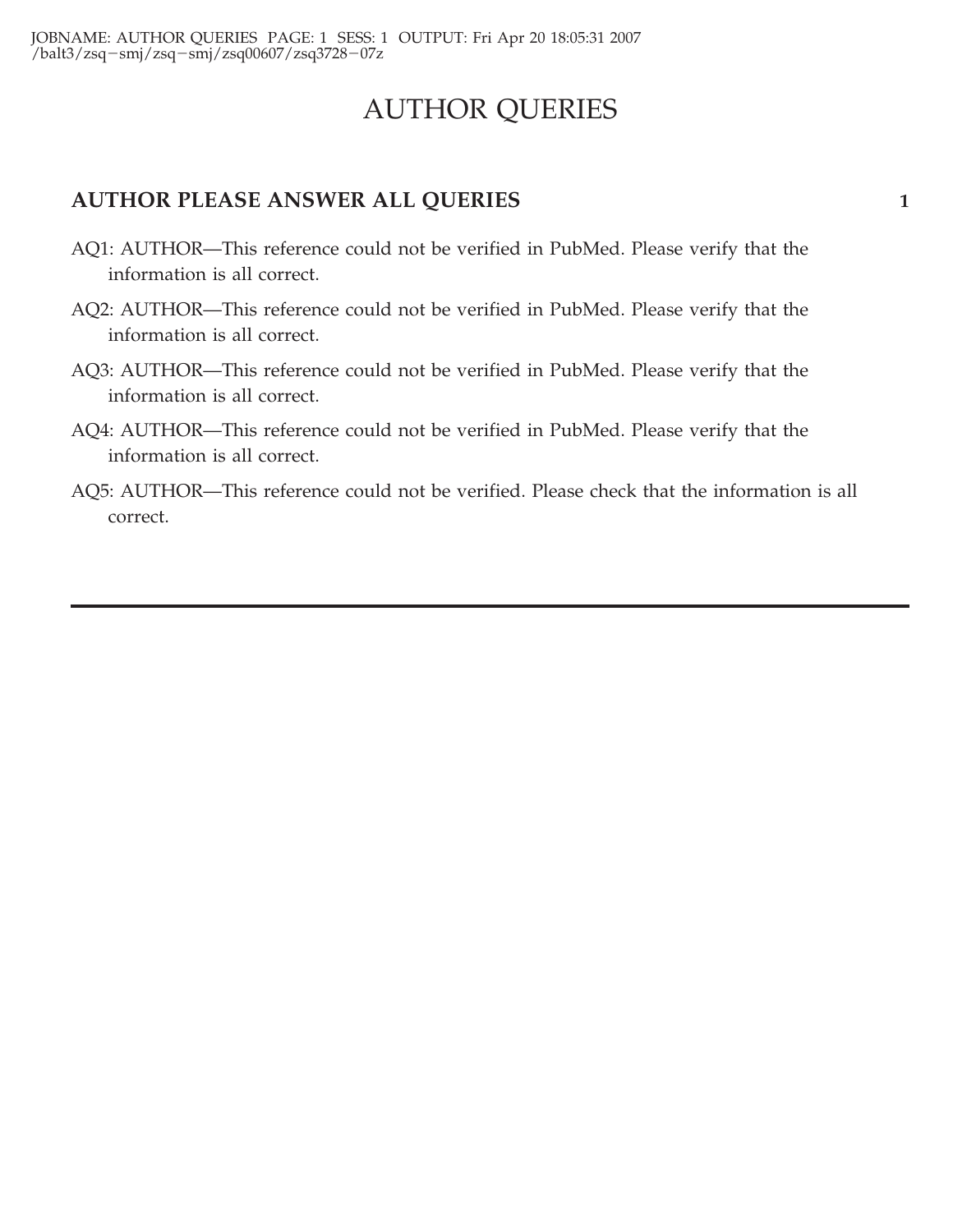# AUTHOR QUERIES

## AUTHOR PLEASE ANSWER ALL QUERIES

AQ1: AUTHOR—This reference could not be verified in PubMed. Please verify that the information is all correct.

AQ2: AUTHOR—This reference could not be verified in PubMed. Please verify that the information is all correct.

AQ3: AUTHOR—This reference could not be verified in PubMed. Please verify that the information is all correct.

AQ4: AUTHOR—This reference could not be verified in PubMed. Please verify that the information is all correct.

AQ5: AUTHOR—This reference could not be verified. Please check that the information is all correct.